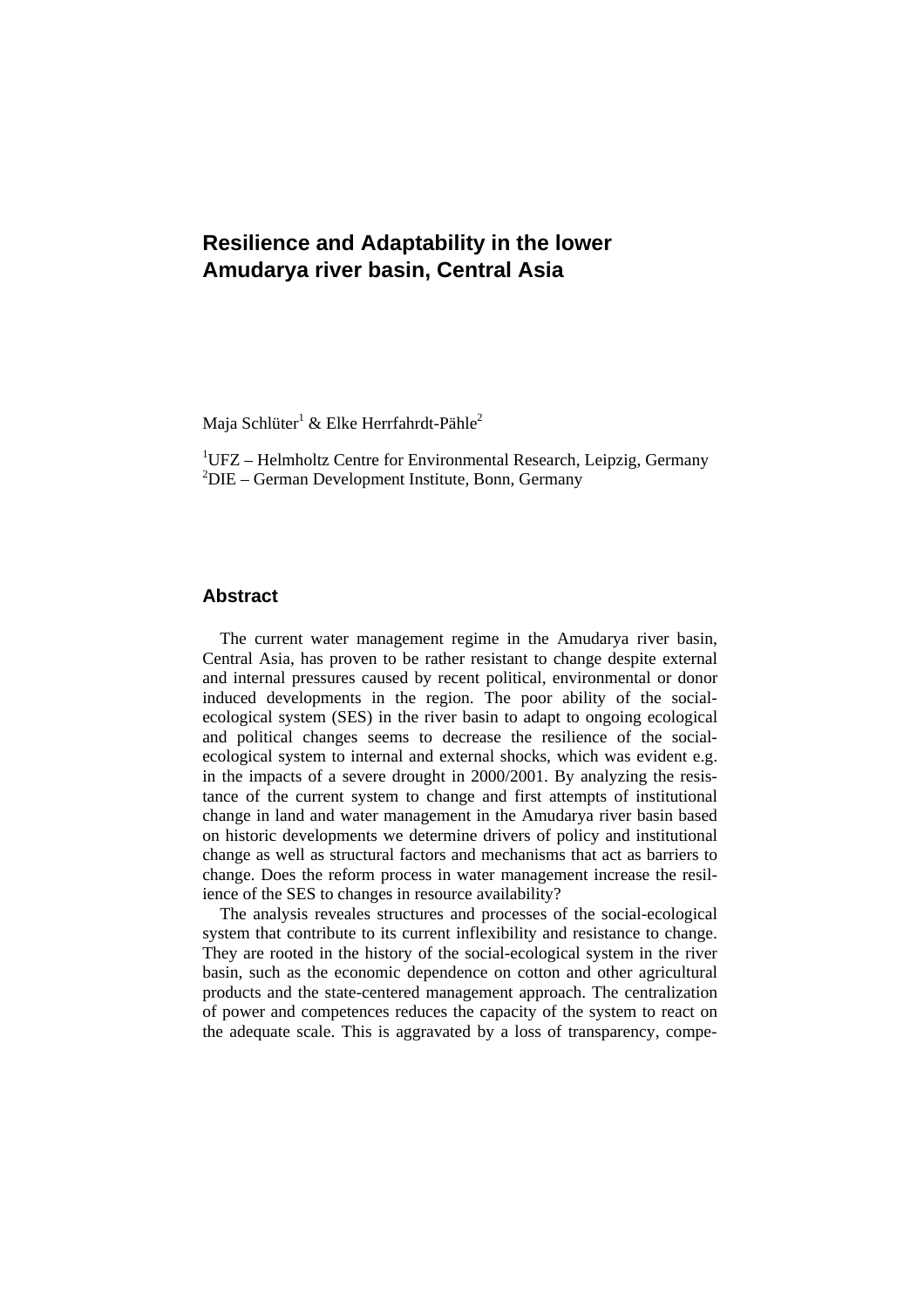# Resilience and Adaptability in the lower Amudarya river basin, Central Asia

Maja Schlüter[1] & Elke Herrfahrdt-Pähle[2]

[1]UFZ – Helmholtz Centre for Environmental Research, Leipzig, Germany
[2]DIE – German Development Institute, Bonn, Germany

## Abstract

The current water management regime in the Amudarya river basin, Central Asia, has proven to be rather resistant to change despite external and internal pressures caused by recent political, environmental or donor induced developments in the region. The poor ability of the social-ecological system (SES) in the river basin to adapt to ongoing ecological and political changes seems to decrease the resilience of the social-ecological system to internal and external shocks, which was evident e.g. in the impacts of a severe drought in 2000/2001. By analyzing the resistance of the current system to change and first attempts of institutional change in land and water management in the Amudarya river basin based on historic developments we determine drivers of policy and institutional change as well as structural factors and mechanisms that act as barriers to change. Does the reform process in water management increase the resilience of the SES to changes in resource availability?

The analysis reveales structures and processes of the social-ecological system that contribute to its current inflexibility and resistance to change. They are rooted in the history of the social-ecological system in the river basin, such as the economic dependence on cotton and other agricultural products and the state-centered management approach. The centralization of power and competences reduces the capacity of the system to react on the adequate scale. This is aggravated by a loss of transparency, compe-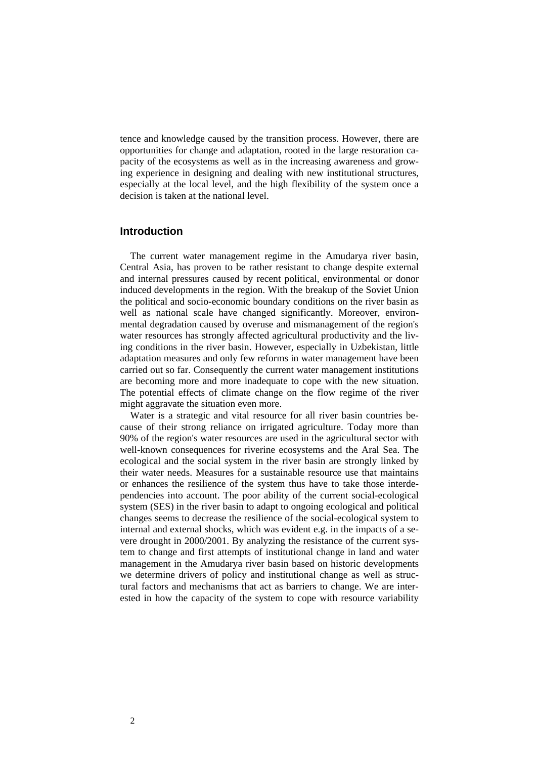tence and knowledge caused by the transition process. However, there are opportunities for change and adaptation, rooted in the large restoration capacity of the ecosystems as well as in the increasing awareness and growing experience in designing and dealing with new institutional structures, especially at the local level, and the high flexibility of the system once a decision is taken at the national level.

## Introduction

The current water management regime in the Amudarya river basin, Central Asia, has proven to be rather resistant to change despite external and internal pressures caused by recent political, environmental or donor induced developments in the region. With the breakup of the Soviet Union the political and socio-economic boundary conditions on the river basin as well as national scale have changed significantly. Moreover, environmental degradation caused by overuse and mismanagement of the region's water resources has strongly affected agricultural productivity and the living conditions in the river basin. However, especially in Uzbekistan, little adaptation measures and only few reforms in water management have been carried out so far. Consequently the current water management institutions are becoming more and more inadequate to cope with the new situation. The potential effects of climate change on the flow regime of the river might aggravate the situation even more.

Water is a strategic and vital resource for all river basin countries because of their strong reliance on irrigated agriculture. Today more than 90% of the region's water resources are used in the agricultural sector with well-known consequences for riverine ecosystems and the Aral Sea. The ecological and the social system in the river basin are strongly linked by their water needs. Measures for a sustainable resource use that maintains or enhances the resilience of the system thus have to take those interdependencies into account. The poor ability of the current social-ecological system (SES) in the river basin to adapt to ongoing ecological and political changes seems to decrease the resilience of the social-ecological system to internal and external shocks, which was evident e.g. in the impacts of a severe drought in 2000/2001. By analyzing the resistance of the current system to change and first attempts of institutional change in land and water management in the Amudarya river basin based on historic developments we determine drivers of policy and institutional change as well as structural factors and mechanisms that act as barriers to change. We are interested in how the capacity of the system to cope with resource variability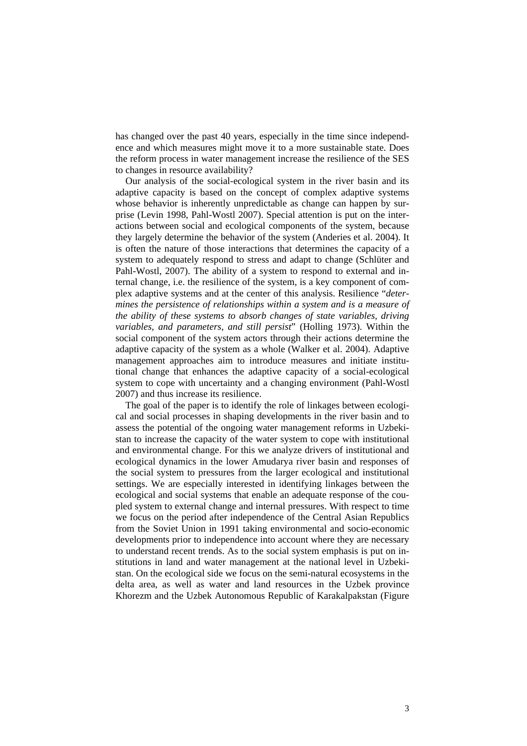has changed over the past 40 years, especially in the time since independence and which measures might move it to a more sustainable state. Does the reform process in water management increase the resilience of the SES to changes in resource availability?

Our analysis of the social-ecological system in the river basin and its adaptive capacity is based on the concept of complex adaptive systems whose behavior is inherently unpredictable as change can happen by surprise (Levin 1998, Pahl-Wostl 2007). Special attention is put on the interactions between social and ecological components of the system, because they largely determine the behavior of the system (Anderies et al. 2004). It is often the nature of those interactions that determines the capacity of a system to adequately respond to stress and adapt to change (Schlüter and Pahl-Wostl, 2007). The ability of a system to respond to external and internal change, i.e. the resilience of the system, is a key component of complex adaptive systems and at the center of this analysis. Resilience "*determines the persistence of relationships within a system and is a measure of the ability of these systems to absorb changes of state variables, driving variables, and parameters, and still persist*" (Holling 1973). Within the social component of the system actors through their actions determine the adaptive capacity of the system as a whole (Walker et al. 2004). Adaptive management approaches aim to introduce measures and initiate institutional change that enhances the adaptive capacity of a social-ecological system to cope with uncertainty and a changing environment (Pahl-Wostl 2007) and thus increase its resilience.

The goal of the paper is to identify the role of linkages between ecological and social processes in shaping developments in the river basin and to assess the potential of the ongoing water management reforms in Uzbekistan to increase the capacity of the water system to cope with institutional and environmental change. For this we analyze drivers of institutional and ecological dynamics in the lower Amudarya river basin and responses of the social system to pressures from the larger ecological and institutional settings. We are especially interested in identifying linkages between the ecological and social systems that enable an adequate response of the coupled system to external change and internal pressures. With respect to time we focus on the period after independence of the Central Asian Republics from the Soviet Union in 1991 taking environmental and socio-economic developments prior to independence into account where they are necessary to understand recent trends. As to the social system emphasis is put on institutions in land and water management at the national level in Uzbekistan. On the ecological side we focus on the semi-natural ecosystems in the delta area, as well as water and land resources in the Uzbek province Khorezm and the Uzbek Autonomous Republic of Karakalpakstan (Figure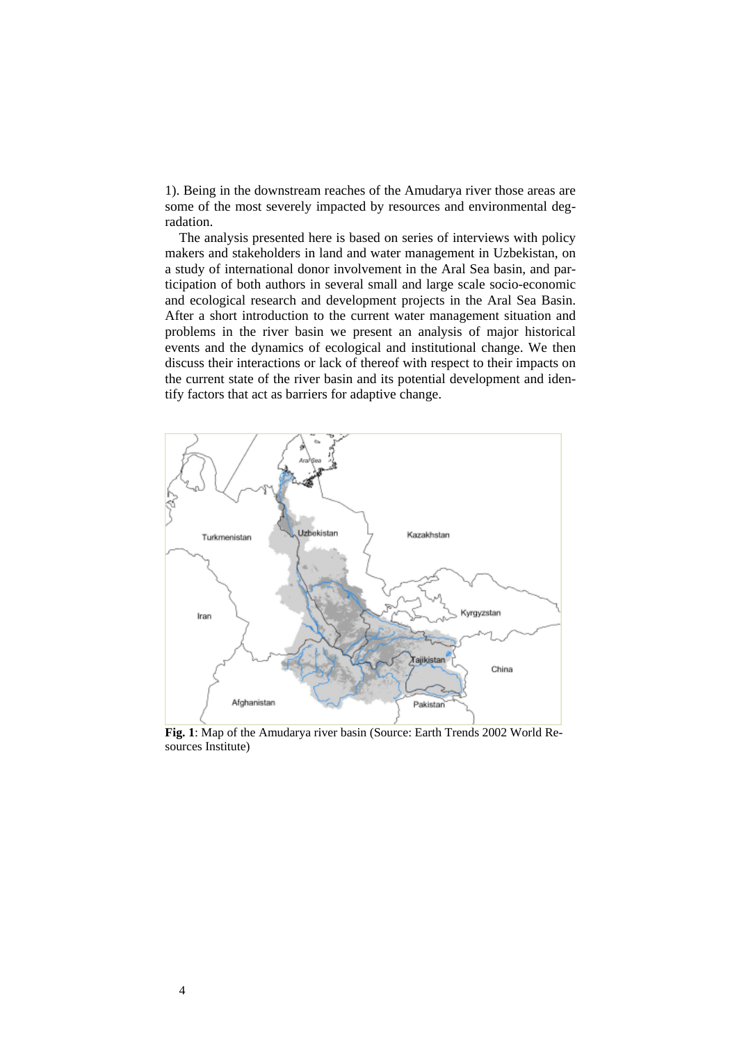1). Being in the downstream reaches of the Amudarya river those areas are some of the most severely impacted by resources and environmental degradation.

The analysis presented here is based on series of interviews with policy makers and stakeholders in land and water management in Uzbekistan, on a study of international donor involvement in the Aral Sea basin, and participation of both authors in several small and large scale socio-economic and ecological research and development projects in the Aral Sea Basin. After a short introduction to the current water management situation and problems in the river basin we present an analysis of major historical events and the dynamics of ecological and institutional change. We then discuss their interactions or lack of thereof with respect to their impacts on the current state of the river basin and its potential development and identify factors that act as barriers for adaptive change.

**Fig. 1**: Map of the Amudarya river basin (Source: Earth Trends 2002 World Resources Institute)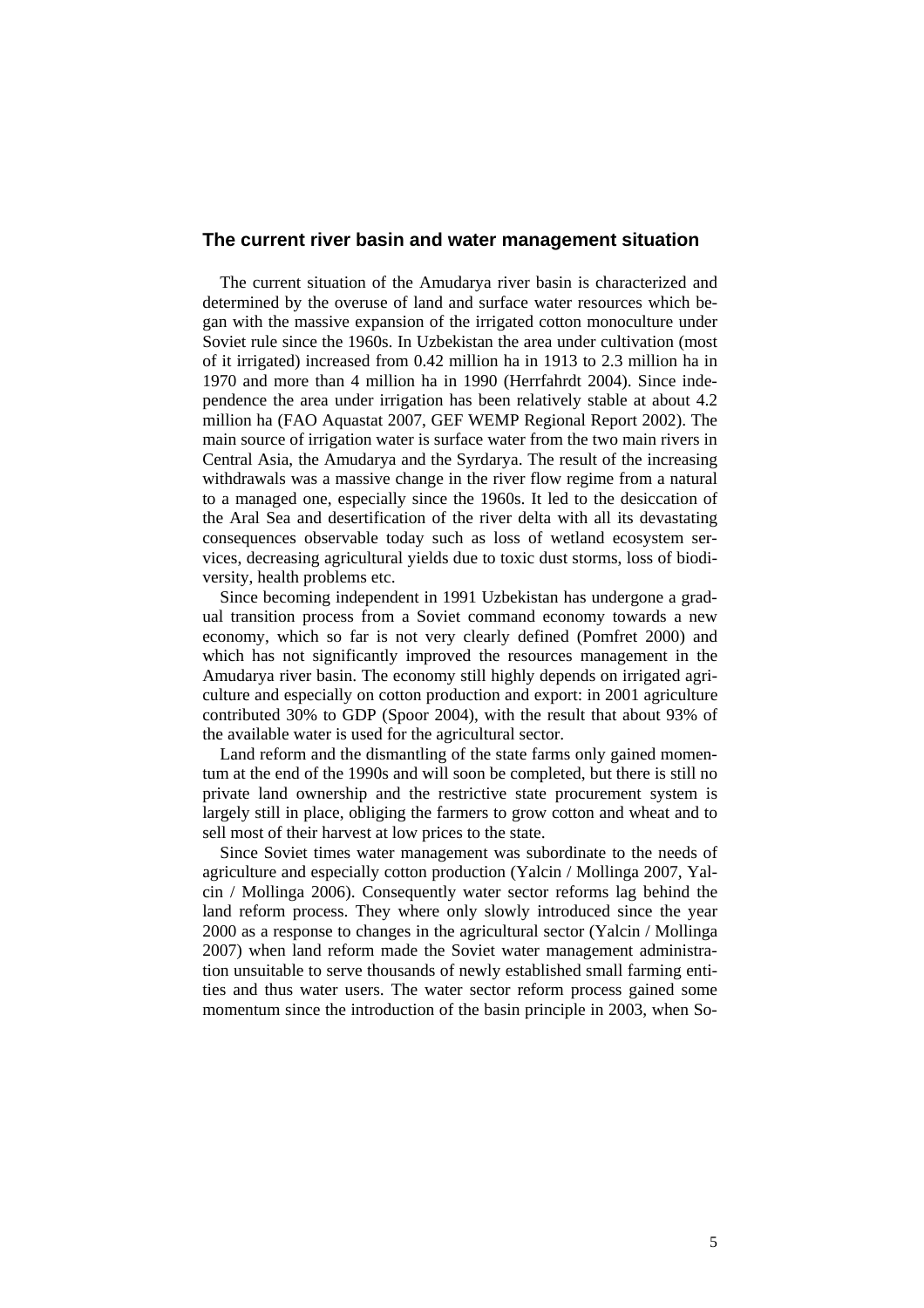## The current river basin and water management situation

The current situation of the Amudarya river basin is characterized and determined by the overuse of land and surface water resources which began with the massive expansion of the irrigated cotton monoculture under Soviet rule since the 1960s. In Uzbekistan the area under cultivation (most of it irrigated) increased from 0.42 million ha in 1913 to 2.3 million ha in 1970 and more than 4 million ha in 1990 (Herrfahrdt 2004). Since independence the area under irrigation has been relatively stable at about 4.2 million ha (FAO Aquastat 2007, GEF WEMP Regional Report 2002). The main source of irrigation water is surface water from the two main rivers in Central Asia, the Amudarya and the Syrdarya. The result of the increasing withdrawals was a massive change in the river flow regime from a natural to a managed one, especially since the 1960s. It led to the desiccation of the Aral Sea and desertification of the river delta with all its devastating consequences observable today such as loss of wetland ecosystem services, decreasing agricultural yields due to toxic dust storms, loss of biodiversity, health problems etc.

Since becoming independent in 1991 Uzbekistan has undergone a gradual transition process from a Soviet command economy towards a new economy, which so far is not very clearly defined (Pomfret 2000) and which has not significantly improved the resources management in the Amudarya river basin. The economy still highly depends on irrigated agriculture and especially on cotton production and export: in 2001 agriculture contributed 30% to GDP (Spoor 2004), with the result that about 93% of the available water is used for the agricultural sector.

Land reform and the dismantling of the state farms only gained momentum at the end of the 1990s and will soon be completed, but there is still no private land ownership and the restrictive state procurement system is largely still in place, obliging the farmers to grow cotton and wheat and to sell most of their harvest at low prices to the state.

Since Soviet times water management was subordinate to the needs of agriculture and especially cotton production (Yalcin / Mollinga 2007, Yalcin / Mollinga 2006). Consequently water sector reforms lag behind the land reform process. They where only slowly introduced since the year 2000 as a response to changes in the agricultural sector (Yalcin / Mollinga 2007) when land reform made the Soviet water management administration unsuitable to serve thousands of newly established small farming entities and thus water users. The water sector reform process gained some momentum since the introduction of the basin principle in 2003, when So-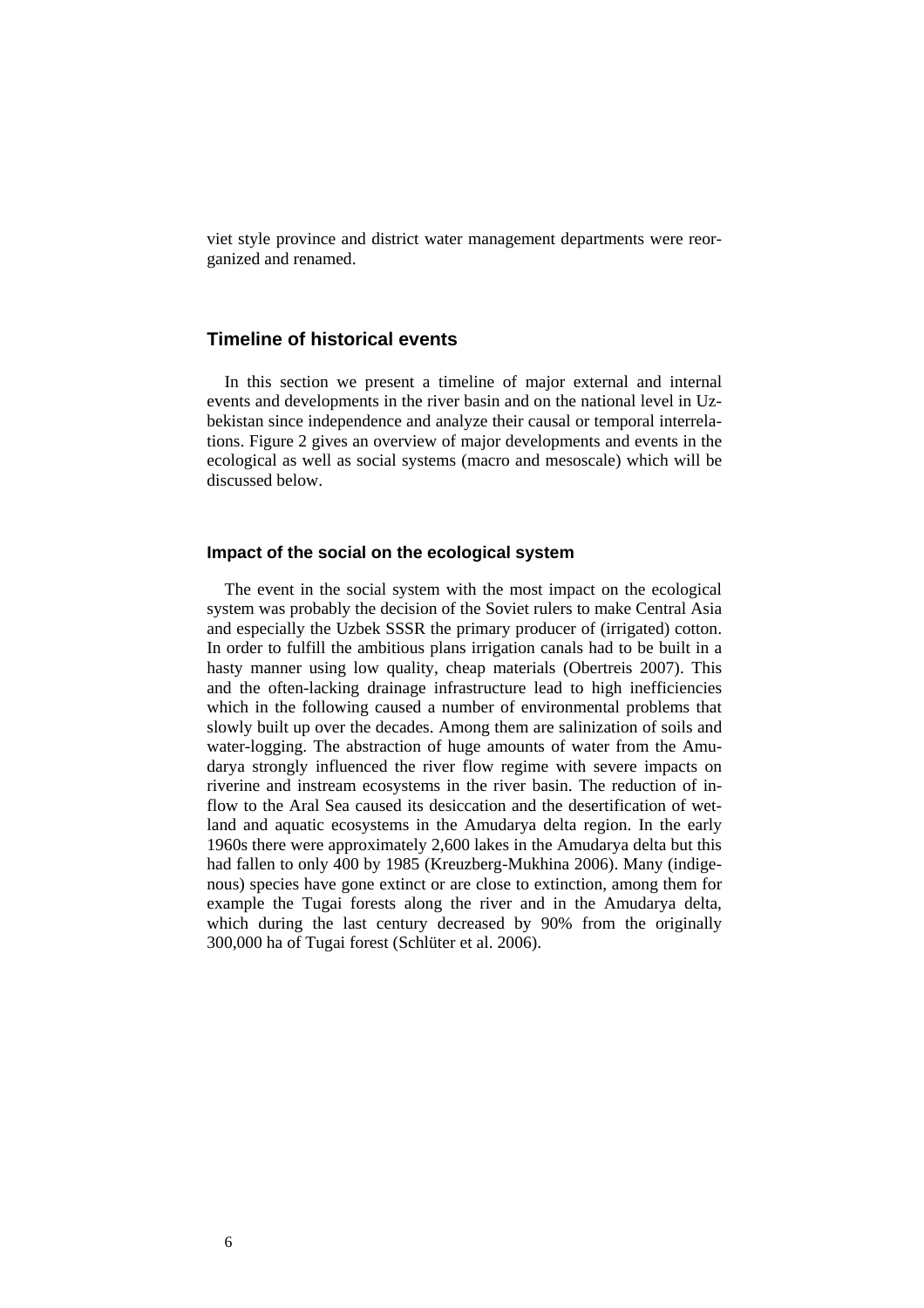viet style province and district water management departments were reorganized and renamed.

## Timeline of historical events

In this section we present a timeline of major external and internal events and developments in the river basin and on the national level in Uzbekistan since independence and analyze their causal or temporal interrelations. Figure 2 gives an overview of major developments and events in the ecological as well as social systems (macro and mesoscale) which will be discussed below.

### Impact of the social on the ecological system

The event in the social system with the most impact on the ecological system was probably the decision of the Soviet rulers to make Central Asia and especially the Uzbek SSSR the primary producer of (irrigated) cotton. In order to fulfill the ambitious plans irrigation canals had to be built in a hasty manner using low quality, cheap materials (Obertreis 2007). This and the often-lacking drainage infrastructure lead to high inefficiencies which in the following caused a number of environmental problems that slowly built up over the decades. Among them are salinization of soils and water-logging. The abstraction of huge amounts of water from the Amudarya strongly influenced the river flow regime with severe impacts on riverine and instream ecosystems in the river basin. The reduction of inflow to the Aral Sea caused its desiccation and the desertification of wetland and aquatic ecosystems in the Amudarya delta region. In the early 1960s there were approximately 2,600 lakes in the Amudarya delta but this had fallen to only 400 by 1985 (Kreuzberg-Mukhina 2006). Many (indigenous) species have gone extinct or are close to extinction, among them for example the Tugai forests along the river and in the Amudarya delta, which during the last century decreased by 90% from the originally 300,000 ha of Tugai forest (Schlüter et al. 2006).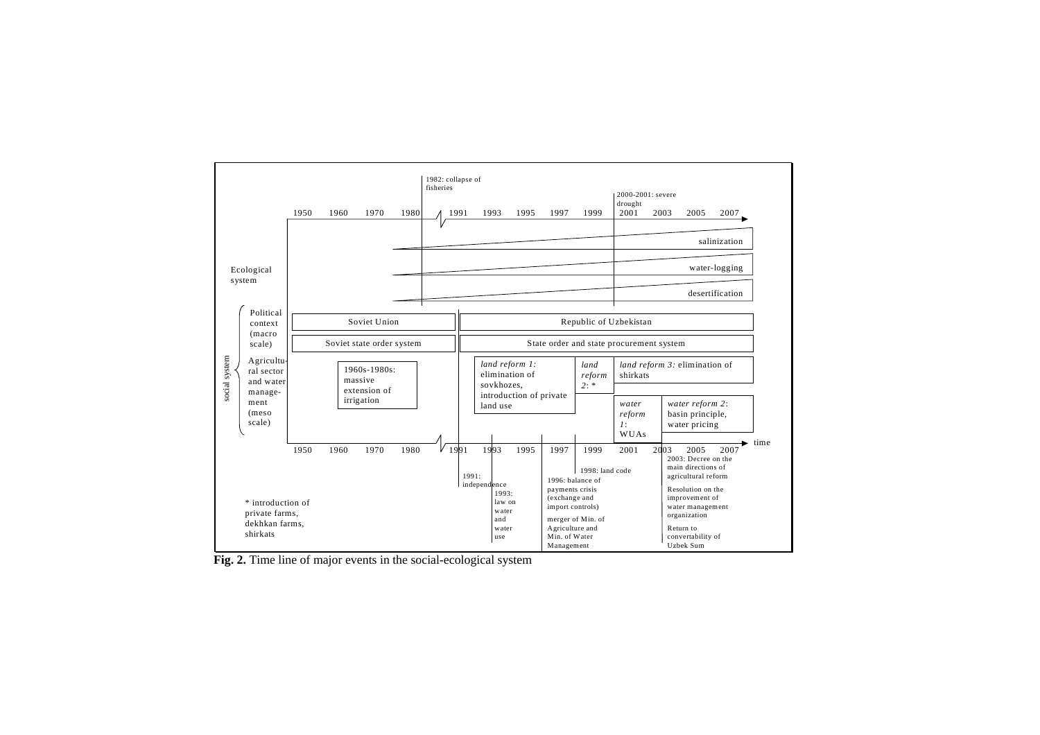1982: collapse of fisheries

2000-2001: severe drought

| | 1950 | 1960 | 1970 | 1980 | 1991 | 1993 | 1995 | 1997 | 1999 | 2001 | 2003 | 2005 | 2007 |
|---|---|---|---|---|---|---|---|---|---|---|---|---|---|

**Ecological system**

- salinization
- water-logging
- desertification

**social system**

Political context (macro scale)

- Soviet Union | Republic of Uzbekistan
- Soviet state order system | State order and state procurement system

Agricultural sector and water management (meso scale)

- 1960s-1980s: massive extension of irrigation
- *land reform 1:* elimination of sovkhozes, introduction of private land use
- *land reform 2:* *
- *land reform 3:* elimination of shirkats
- *water reform 1:* WUAs
- *water reform 2*: basin principle, water pricing

time

- 1991: independence
- 1993: law on water and water use
- 1996: balance of payments crisis (exchange and import controls)
- merger of Min. of Agriculture and Min. of Water Management
- 1998: land code
- 2003: Decree on the main directions of agricultural reform
- Resolution on the improvement of water management organization
- Return to convertability of Uzbek Sum

\* introduction of private farms, dekhkan farms, shirkats

**Fig. 2.** Time line of major events in the social-ecological system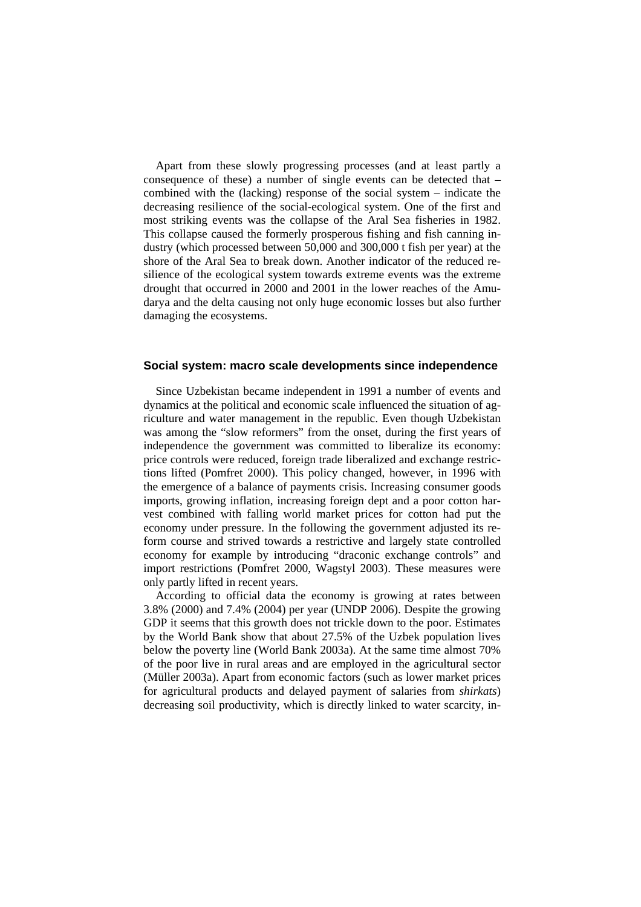Apart from these slowly progressing processes (and at least partly a consequence of these) a number of single events can be detected that – combined with the (lacking) response of the social system – indicate the decreasing resilience of the social-ecological system. One of the first and most striking events was the collapse of the Aral Sea fisheries in 1982. This collapse caused the formerly prosperous fishing and fish canning industry (which processed between 50,000 and 300,000 t fish per year) at the shore of the Aral Sea to break down. Another indicator of the reduced resilience of the ecological system towards extreme events was the extreme drought that occurred in 2000 and 2001 in the lower reaches of the Amudarya and the delta causing not only huge economic losses but also further damaging the ecosystems.

## Social system: macro scale developments since independence

Since Uzbekistan became independent in 1991 a number of events and dynamics at the political and economic scale influenced the situation of agriculture and water management in the republic. Even though Uzbekistan was among the "slow reformers" from the onset, during the first years of independence the government was committed to liberalize its economy: price controls were reduced, foreign trade liberalized and exchange restrictions lifted (Pomfret 2000). This policy changed, however, in 1996 with the emergence of a balance of payments crisis. Increasing consumer goods imports, growing inflation, increasing foreign dept and a poor cotton harvest combined with falling world market prices for cotton had put the economy under pressure. In the following the government adjusted its reform course and strived towards a restrictive and largely state controlled economy for example by introducing "draconic exchange controls" and import restrictions (Pomfret 2000, Wagstyl 2003). These measures were only partly lifted in recent years.

According to official data the economy is growing at rates between 3.8% (2000) and 7.4% (2004) per year (UNDP 2006). Despite the growing GDP it seems that this growth does not trickle down to the poor. Estimates by the World Bank show that about 27.5% of the Uzbek population lives below the poverty line (World Bank 2003a). At the same time almost 70% of the poor live in rural areas and are employed in the agricultural sector (Müller 2003a). Apart from economic factors (such as lower market prices for agricultural products and delayed payment of salaries from *shirkats*) decreasing soil productivity, which is directly linked to water scarcity, in-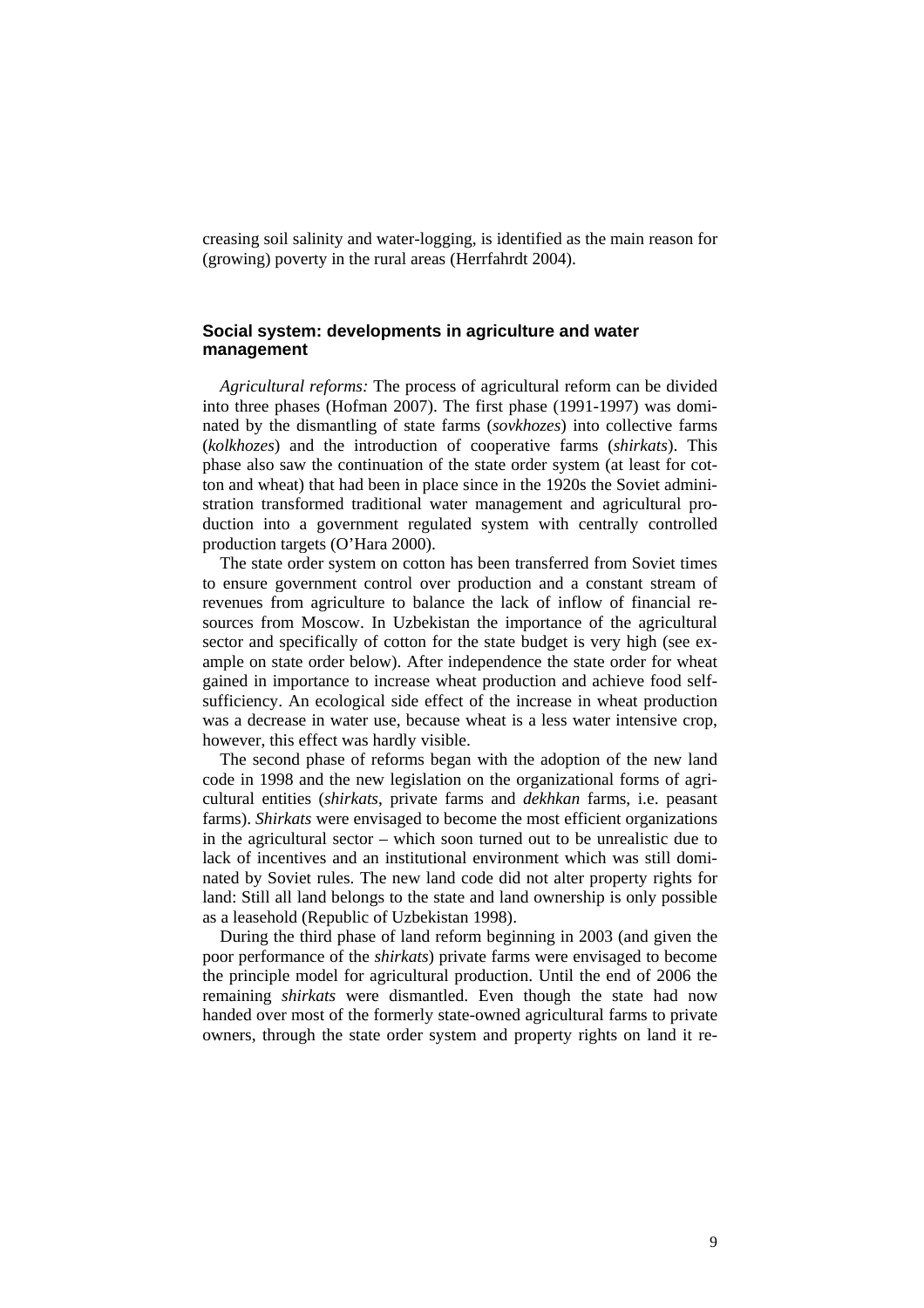creasing soil salinity and water-logging, is identified as the main reason for (growing) poverty in the rural areas (Herrfahrdt 2004).

## Social system: developments in agriculture and water management

*Agricultural reforms:* The process of agricultural reform can be divided into three phases (Hofman 2007). The first phase (1991-1997) was dominated by the dismantling of state farms (*sovkhozes*) into collective farms (*kolkhozes*) and the introduction of cooperative farms (*shirkats*). This phase also saw the continuation of the state order system (at least for cotton and wheat) that had been in place since in the 1920s the Soviet administration transformed traditional water management and agricultural production into a government regulated system with centrally controlled production targets (O'Hara 2000).

The state order system on cotton has been transferred from Soviet times to ensure government control over production and a constant stream of revenues from agriculture to balance the lack of inflow of financial resources from Moscow. In Uzbekistan the importance of the agricultural sector and specifically of cotton for the state budget is very high (see example on state order below). After independence the state order for wheat gained in importance to increase wheat production and achieve food self-sufficiency. An ecological side effect of the increase in wheat production was a decrease in water use, because wheat is a less water intensive crop, however, this effect was hardly visible.

The second phase of reforms began with the adoption of the new land code in 1998 and the new legislation on the organizational forms of agricultural entities (*shirkats*, private farms and *dekhkan* farms, i.e. peasant farms). *Shirkats* were envisaged to become the most efficient organizations in the agricultural sector – which soon turned out to be unrealistic due to lack of incentives and an institutional environment which was still dominated by Soviet rules. The new land code did not alter property rights for land: Still all land belongs to the state and land ownership is only possible as a leasehold (Republic of Uzbekistan 1998).

During the third phase of land reform beginning in 2003 (and given the poor performance of the *shirkats*) private farms were envisaged to become the principle model for agricultural production. Until the end of 2006 the remaining *shirkats* were dismantled. Even though the state had now handed over most of the formerly state-owned agricultural farms to private owners, through the state order system and property rights on land it re-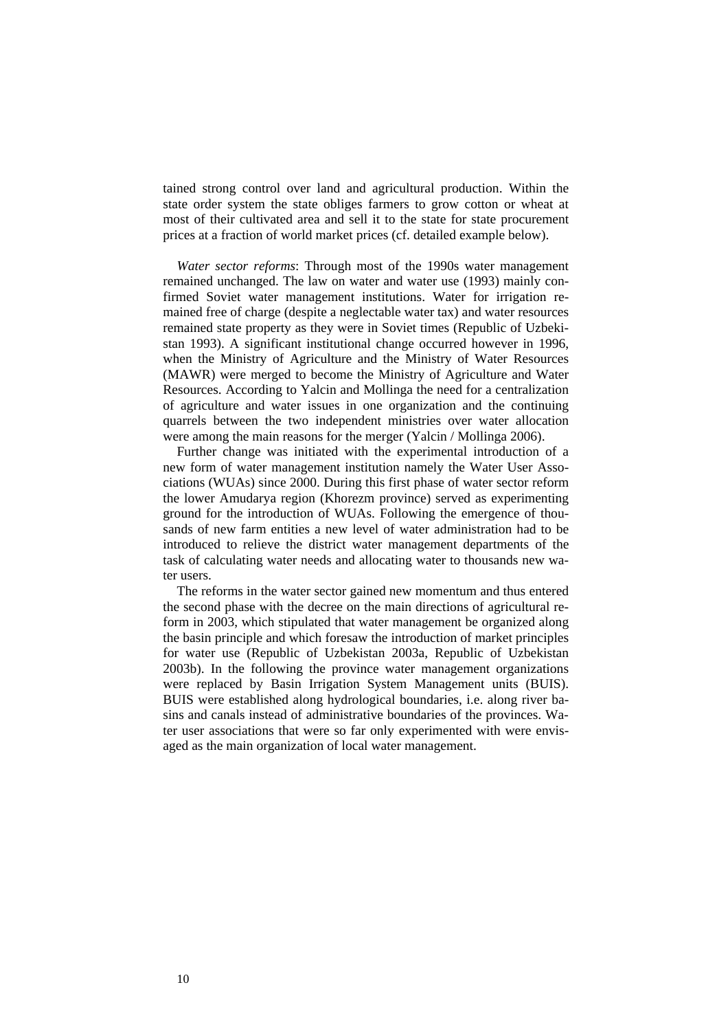tained strong control over land and agricultural production. Within the state order system the state obliges farmers to grow cotton or wheat at most of their cultivated area and sell it to the state for state procurement prices at a fraction of world market prices (cf. detailed example below).

*Water sector reforms*: Through most of the 1990s water management remained unchanged. The law on water and water use (1993) mainly confirmed Soviet water management institutions. Water for irrigation remained free of charge (despite a neglectable water tax) and water resources remained state property as they were in Soviet times (Republic of Uzbekistan 1993). A significant institutional change occurred however in 1996, when the Ministry of Agriculture and the Ministry of Water Resources (MAWR) were merged to become the Ministry of Agriculture and Water Resources. According to Yalcin and Mollinga the need for a centralization of agriculture and water issues in one organization and the continuing quarrels between the two independent ministries over water allocation were among the main reasons for the merger (Yalcin / Mollinga 2006).

Further change was initiated with the experimental introduction of a new form of water management institution namely the Water User Associations (WUAs) since 2000. During this first phase of water sector reform the lower Amudarya region (Khorezm province) served as experimenting ground for the introduction of WUAs. Following the emergence of thousands of new farm entities a new level of water administration had to be introduced to relieve the district water management departments of the task of calculating water needs and allocating water to thousands new water users.

The reforms in the water sector gained new momentum and thus entered the second phase with the decree on the main directions of agricultural reform in 2003, which stipulated that water management be organized along the basin principle and which foresaw the introduction of market principles for water use (Republic of Uzbekistan 2003a, Republic of Uzbekistan 2003b). In the following the province water management organizations were replaced by Basin Irrigation System Management units (BUIS). BUIS were established along hydrological boundaries, i.e. along river basins and canals instead of administrative boundaries of the provinces. Water user associations that were so far only experimented with were envisaged as the main organization of local water management.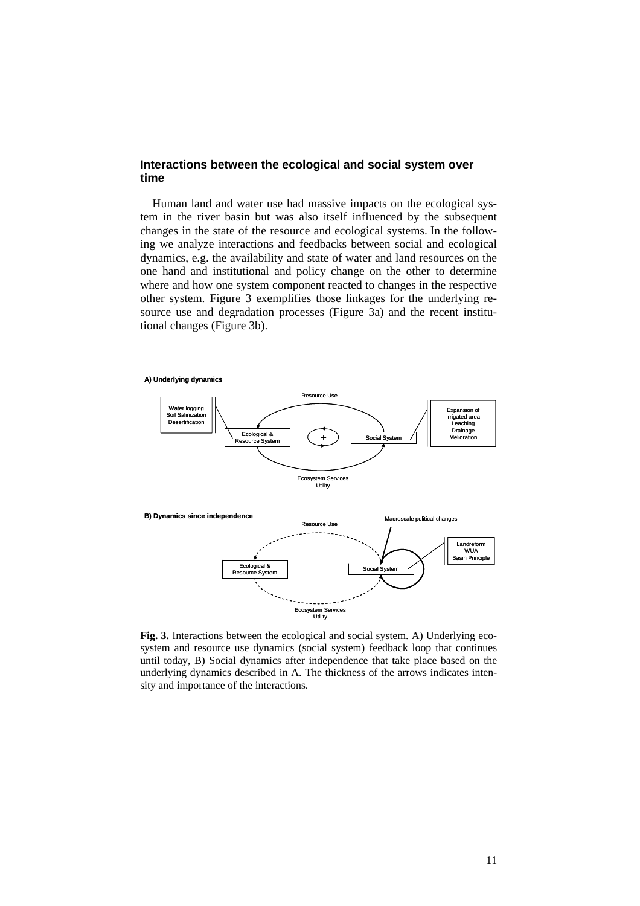## Interactions between the ecological and social system over time

Human land and water use had massive impacts on the ecological system in the river basin but was also itself influenced by the subsequent changes in the state of the resource and ecological systems. In the following we analyze interactions and feedbacks between social and ecological dynamics, e.g. the availability and state of water and land resources on the one hand and institutional and policy change on the other to determine where and how one system component reacted to changes in the respective other system. Figure 3 exemplifies those linkages for the underlying resource use and degradation processes (Figure 3a) and the recent institutional changes (Figure 3b).

A) Underlying dynamics

Resource Use

Water logging
Soil Salinization
Desertification

Ecological & Resource System

+

Social System

Expansion of irrigated area
Leaching
Drainage
Melioration

Ecosystem Services
Utility

B) Dynamics since independence

Resource Use

Macroscale political changes

Landreform
WUA
Basin Principle

Ecological & Resource System

Social System

Ecosystem Services
Utility

**Fig. 3.** Interactions between the ecological and social system. A) Underlying ecosystem and resource use dynamics (social system) feedback loop that continues until today, B) Social dynamics after independence that take place based on the underlying dynamics described in A. The thickness of the arrows indicates intensity and importance of the interactions.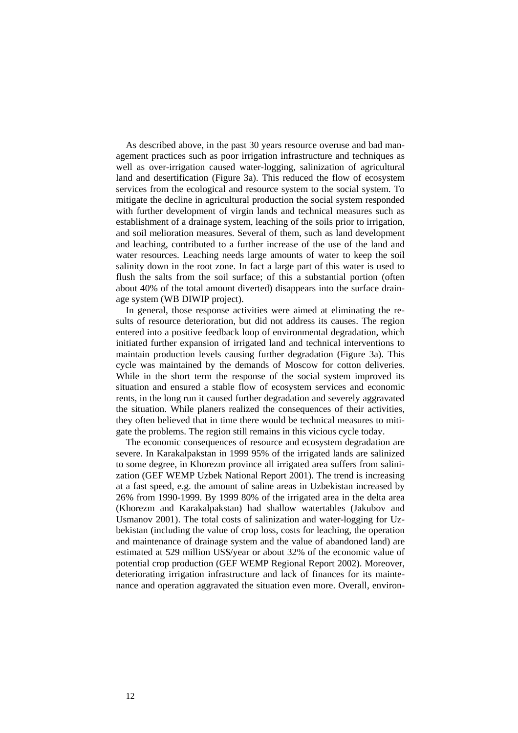As described above, in the past 30 years resource overuse and bad management practices such as poor irrigation infrastructure and techniques as well as over-irrigation caused water-logging, salinization of agricultural land and desertification (Figure 3a). This reduced the flow of ecosystem services from the ecological and resource system to the social system. To mitigate the decline in agricultural production the social system responded with further development of virgin lands and technical measures such as establishment of a drainage system, leaching of the soils prior to irrigation, and soil melioration measures. Several of them, such as land development and leaching, contributed to a further increase of the use of the land and water resources. Leaching needs large amounts of water to keep the soil salinity down in the root zone. In fact a large part of this water is used to flush the salts from the soil surface; of this a substantial portion (often about 40% of the total amount diverted) disappears into the surface drainage system (WB DIWIP project).

In general, those response activities were aimed at eliminating the results of resource deterioration, but did not address its causes. The region entered into a positive feedback loop of environmental degradation, which initiated further expansion of irrigated land and technical interventions to maintain production levels causing further degradation (Figure 3a). This cycle was maintained by the demands of Moscow for cotton deliveries. While in the short term the response of the social system improved its situation and ensured a stable flow of ecosystem services and economic rents, in the long run it caused further degradation and severely aggravated the situation. While planers realized the consequences of their activities, they often believed that in time there would be technical measures to mitigate the problems. The region still remains in this vicious cycle today.

The economic consequences of resource and ecosystem degradation are severe. In Karakalpakstan in 1999 95% of the irrigated lands are salinized to some degree, in Khorezm province all irrigated area suffers from salinization (GEF WEMP Uzbek National Report 2001). The trend is increasing at a fast speed, e.g. the amount of saline areas in Uzbekistan increased by 26% from 1990-1999. By 1999 80% of the irrigated area in the delta area (Khorezm and Karakalpakstan) had shallow watertables (Jakubov and Usmanov 2001). The total costs of salinization and water-logging for Uzbekistan (including the value of crop loss, costs for leaching, the operation and maintenance of drainage system and the value of abandoned land) are estimated at 529 million US$/year or about 32% of the economic value of potential crop production (GEF WEMP Regional Report 2002). Moreover, deteriorating irrigation infrastructure and lack of finances for its maintenance and operation aggravated the situation even more. Overall, environ-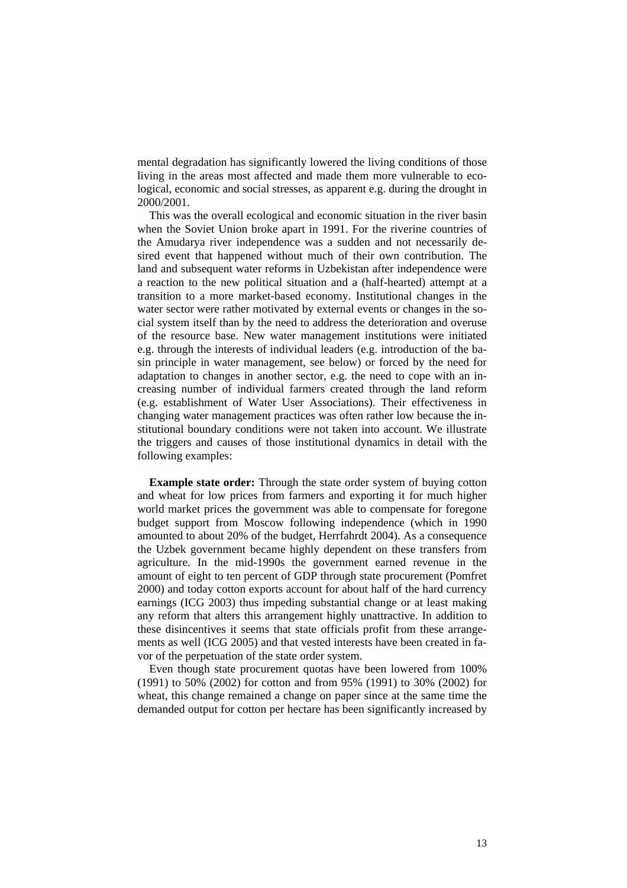mental degradation has significantly lowered the living conditions of those living in the areas most affected and made them more vulnerable to ecological, economic and social stresses, as apparent e.g. during the drought in 2000/2001.

This was the overall ecological and economic situation in the river basin when the Soviet Union broke apart in 1991. For the riverine countries of the Amudarya river independence was a sudden and not necessarily desired event that happened without much of their own contribution. The land and subsequent water reforms in Uzbekistan after independence were a reaction to the new political situation and a (half-hearted) attempt at a transition to a more market-based economy. Institutional changes in the water sector were rather motivated by external events or changes in the social system itself than by the need to address the deterioration and overuse of the resource base. New water management institutions were initiated e.g. through the interests of individual leaders (e.g. introduction of the basin principle in water management, see below) or forced by the need for adaptation to changes in another sector, e.g. the need to cope with an increasing number of individual farmers created through the land reform (e.g. establishment of Water User Associations). Their effectiveness in changing water management practices was often rather low because the institutional boundary conditions were not taken into account. We illustrate the triggers and causes of those institutional dynamics in detail with the following examples:

**Example state order:** Through the state order system of buying cotton and wheat for low prices from farmers and exporting it for much higher world market prices the government was able to compensate for foregone budget support from Moscow following independence (which in 1990 amounted to about 20% of the budget, Herrfahrdt 2004). As a consequence the Uzbek government became highly dependent on these transfers from agriculture. In the mid-1990s the government earned revenue in the amount of eight to ten percent of GDP through state procurement (Pomfret 2000) and today cotton exports account for about half of the hard currency earnings (ICG 2003) thus impeding substantial change or at least making any reform that alters this arrangement highly unattractive. In addition to these disincentives it seems that state officials profit from these arrangements as well (ICG 2005) and that vested interests have been created in favor of the perpetuation of the state order system.

Even though state procurement quotas have been lowered from 100% (1991) to 50% (2002) for cotton and from 95% (1991) to 30% (2002) for wheat, this change remained a change on paper since at the same time the demanded output for cotton per hectare has been significantly increased by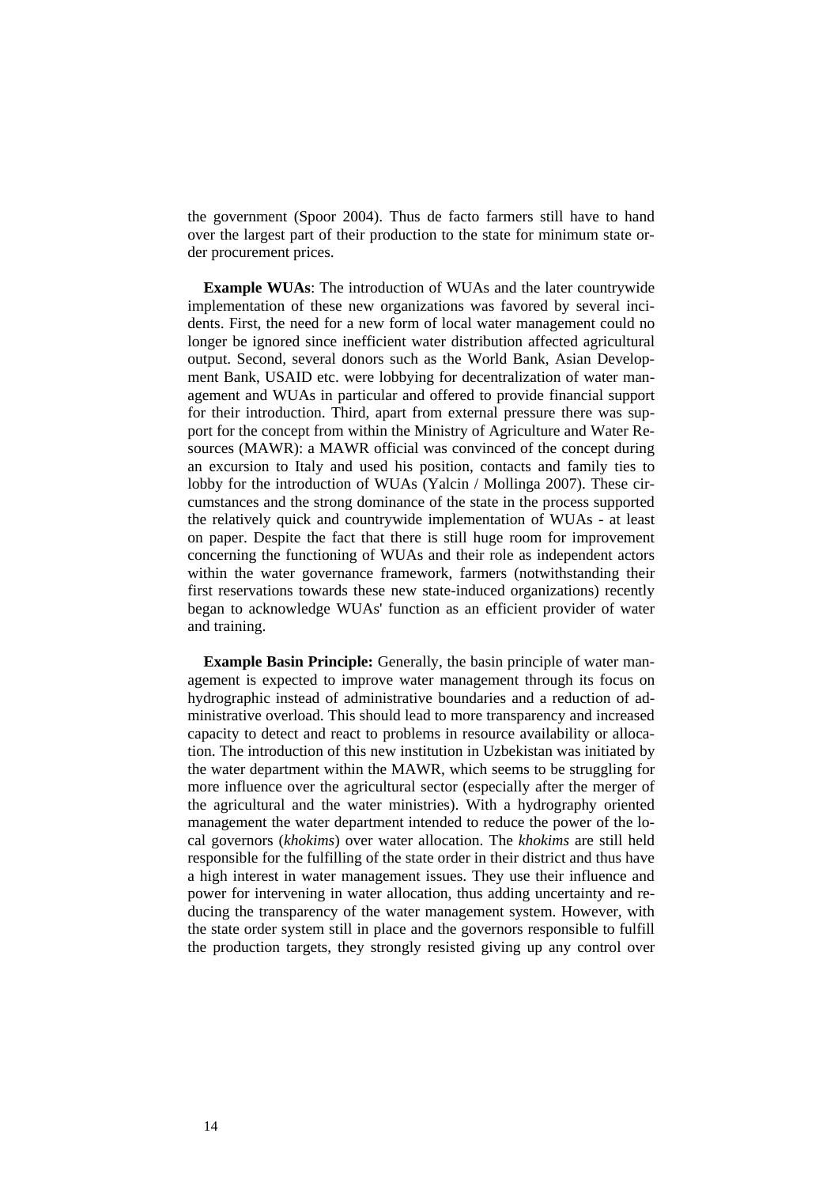the government (Spoor 2004). Thus de facto farmers still have to hand over the largest part of their production to the state for minimum state order procurement prices.

**Example WUAs**: The introduction of WUAs and the later countrywide implementation of these new organizations was favored by several incidents. First, the need for a new form of local water management could no longer be ignored since inefficient water distribution affected agricultural output. Second, several donors such as the World Bank, Asian Development Bank, USAID etc. were lobbying for decentralization of water management and WUAs in particular and offered to provide financial support for their introduction. Third, apart from external pressure there was support for the concept from within the Ministry of Agriculture and Water Resources (MAWR): a MAWR official was convinced of the concept during an excursion to Italy and used his position, contacts and family ties to lobby for the introduction of WUAs (Yalcin / Mollinga 2007). These circumstances and the strong dominance of the state in the process supported the relatively quick and countrywide implementation of WUAs - at least on paper. Despite the fact that there is still huge room for improvement concerning the functioning of WUAs and their role as independent actors within the water governance framework, farmers (notwithstanding their first reservations towards these new state-induced organizations) recently began to acknowledge WUAs' function as an efficient provider of water and training.

**Example Basin Principle:** Generally, the basin principle of water management is expected to improve water management through its focus on hydrographic instead of administrative boundaries and a reduction of administrative overload. This should lead to more transparency and increased capacity to detect and react to problems in resource availability or allocation. The introduction of this new institution in Uzbekistan was initiated by the water department within the MAWR, which seems to be struggling for more influence over the agricultural sector (especially after the merger of the agricultural and the water ministries). With a hydrography oriented management the water department intended to reduce the power of the local governors (*khokims*) over water allocation. The *khokims* are still held responsible for the fulfilling of the state order in their district and thus have a high interest in water management issues. They use their influence and power for intervening in water allocation, thus adding uncertainty and reducing the transparency of the water management system. However, with the state order system still in place and the governors responsible to fulfill the production targets, they strongly resisted giving up any control over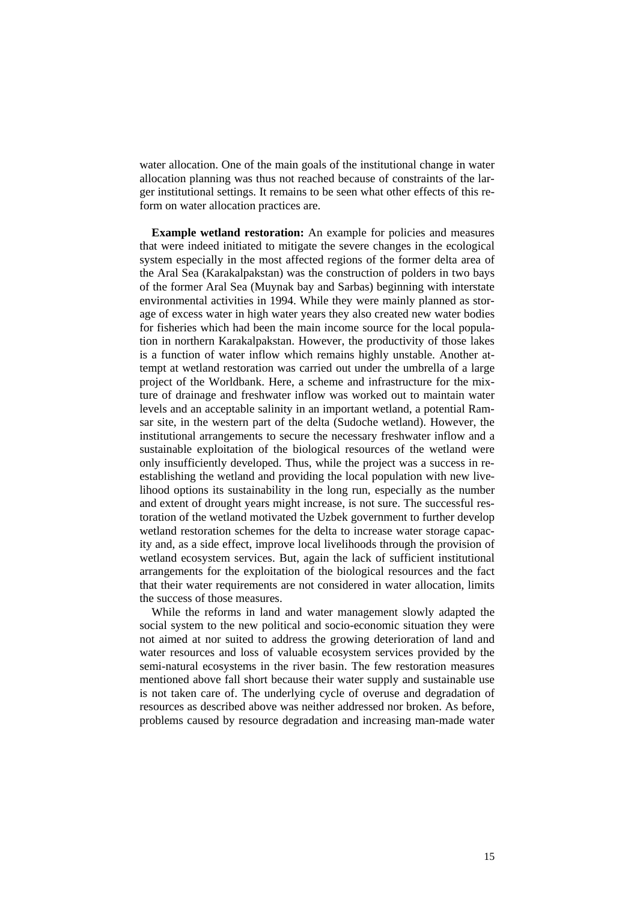water allocation. One of the main goals of the institutional change in water allocation planning was thus not reached because of constraints of the larger institutional settings. It remains to be seen what other effects of this reform on water allocation practices are.

**Example wetland restoration:** An example for policies and measures that were indeed initiated to mitigate the severe changes in the ecological system especially in the most affected regions of the former delta area of the Aral Sea (Karakalpakstan) was the construction of polders in two bays of the former Aral Sea (Muynak bay and Sarbas) beginning with interstate environmental activities in 1994. While they were mainly planned as storage of excess water in high water years they also created new water bodies for fisheries which had been the main income source for the local population in northern Karakalpakstan. However, the productivity of those lakes is a function of water inflow which remains highly unstable. Another attempt at wetland restoration was carried out under the umbrella of a large project of the Worldbank. Here, a scheme and infrastructure for the mixture of drainage and freshwater inflow was worked out to maintain water levels and an acceptable salinity in an important wetland, a potential Ramsar site, in the western part of the delta (Sudoche wetland). However, the institutional arrangements to secure the necessary freshwater inflow and a sustainable exploitation of the biological resources of the wetland were only insufficiently developed. Thus, while the project was a success in re-establishing the wetland and providing the local population with new livelihood options its sustainability in the long run, especially as the number and extent of drought years might increase, is not sure. The successful restoration of the wetland motivated the Uzbek government to further develop wetland restoration schemes for the delta to increase water storage capacity and, as a side effect, improve local livelihoods through the provision of wetland ecosystem services. But, again the lack of sufficient institutional arrangements for the exploitation of the biological resources and the fact that their water requirements are not considered in water allocation, limits the success of those measures.

While the reforms in land and water management slowly adapted the social system to the new political and socio-economic situation they were not aimed at nor suited to address the growing deterioration of land and water resources and loss of valuable ecosystem services provided by the semi-natural ecosystems in the river basin. The few restoration measures mentioned above fall short because their water supply and sustainable use is not taken care of. The underlying cycle of overuse and degradation of resources as described above was neither addressed nor broken. As before, problems caused by resource degradation and increasing man-made water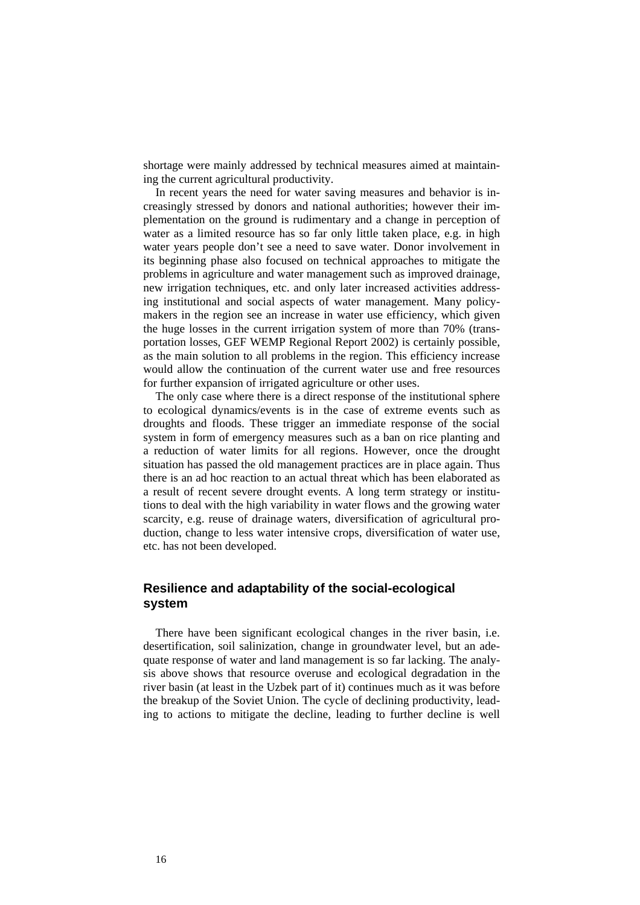shortage were mainly addressed by technical measures aimed at maintaining the current agricultural productivity.

In recent years the need for water saving measures and behavior is increasingly stressed by donors and national authorities; however their implementation on the ground is rudimentary and a change in perception of water as a limited resource has so far only little taken place, e.g. in high water years people don't see a need to save water. Donor involvement in its beginning phase also focused on technical approaches to mitigate the problems in agriculture and water management such as improved drainage, new irrigation techniques, etc. and only later increased activities addressing institutional and social aspects of water management. Many policy-makers in the region see an increase in water use efficiency, which given the huge losses in the current irrigation system of more than 70% (transportation losses, GEF WEMP Regional Report 2002) is certainly possible, as the main solution to all problems in the region. This efficiency increase would allow the continuation of the current water use and free resources for further expansion of irrigated agriculture or other uses.

The only case where there is a direct response of the institutional sphere to ecological dynamics/events is in the case of extreme events such as droughts and floods. These trigger an immediate response of the social system in form of emergency measures such as a ban on rice planting and a reduction of water limits for all regions. However, once the drought situation has passed the old management practices are in place again. Thus there is an ad hoc reaction to an actual threat which has been elaborated as a result of recent severe drought events. A long term strategy or institutions to deal with the high variability in water flows and the growing water scarcity, e.g. reuse of drainage waters, diversification of agricultural production, change to less water intensive crops, diversification of water use, etc. has not been developed.

## Resilience and adaptability of the social-ecological system

There have been significant ecological changes in the river basin, i.e. desertification, soil salinization, change in groundwater level, but an adequate response of water and land management is so far lacking. The analysis above shows that resource overuse and ecological degradation in the river basin (at least in the Uzbek part of it) continues much as it was before the breakup of the Soviet Union. The cycle of declining productivity, leading to actions to mitigate the decline, leading to further decline is well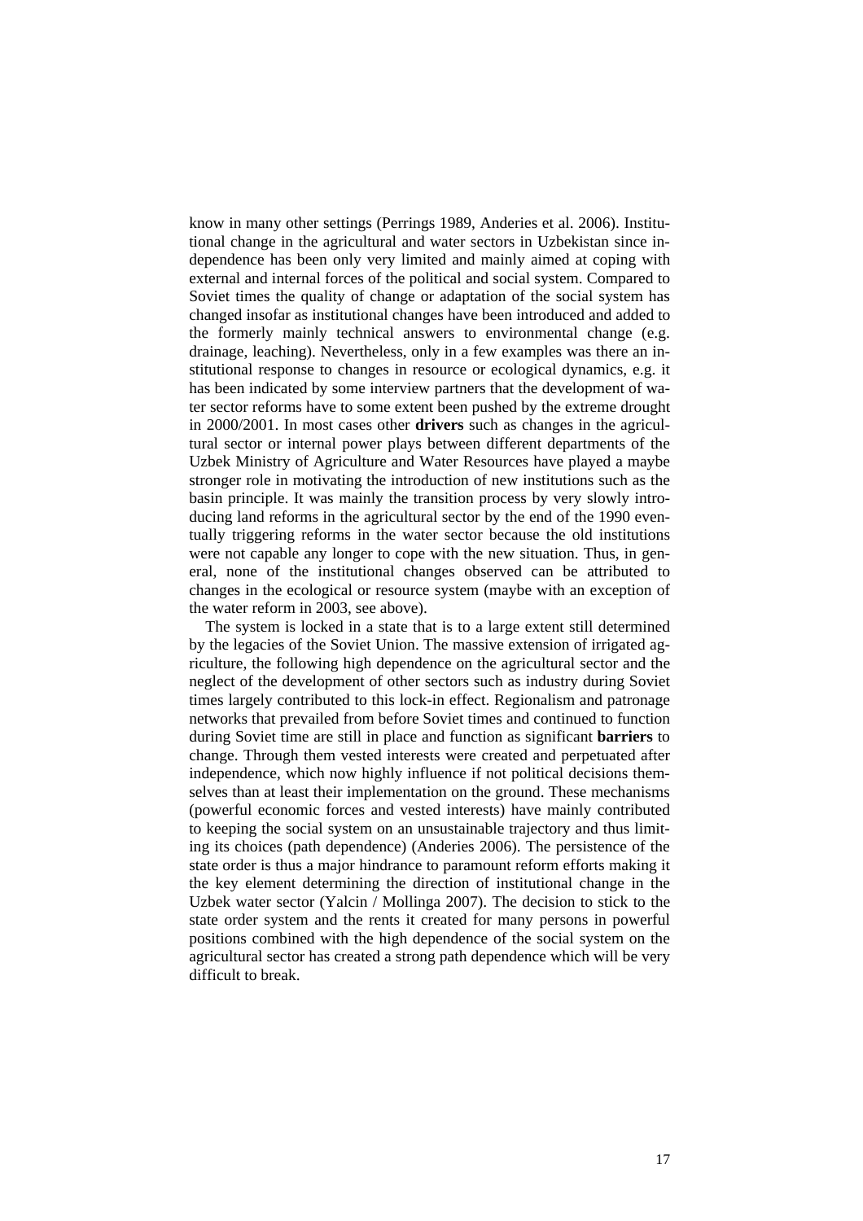know in many other settings (Perrings 1989, Anderies et al. 2006). Institutional change in the agricultural and water sectors in Uzbekistan since independence has been only very limited and mainly aimed at coping with external and internal forces of the political and social system. Compared to Soviet times the quality of change or adaptation of the social system has changed insofar as institutional changes have been introduced and added to the formerly mainly technical answers to environmental change (e.g. drainage, leaching). Nevertheless, only in a few examples was there an institutional response to changes in resource or ecological dynamics, e.g. it has been indicated by some interview partners that the development of water sector reforms have to some extent been pushed by the extreme drought in 2000/2001. In most cases other **drivers** such as changes in the agricultural sector or internal power plays between different departments of the Uzbek Ministry of Agriculture and Water Resources have played a maybe stronger role in motivating the introduction of new institutions such as the basin principle. It was mainly the transition process by very slowly introducing land reforms in the agricultural sector by the end of the 1990 eventually triggering reforms in the water sector because the old institutions were not capable any longer to cope with the new situation. Thus, in general, none of the institutional changes observed can be attributed to changes in the ecological or resource system (maybe with an exception of the water reform in 2003, see above).

The system is locked in a state that is to a large extent still determined by the legacies of the Soviet Union. The massive extension of irrigated agriculture, the following high dependence on the agricultural sector and the neglect of the development of other sectors such as industry during Soviet times largely contributed to this lock-in effect. Regionalism and patronage networks that prevailed from before Soviet times and continued to function during Soviet time are still in place and function as significant **barriers** to change. Through them vested interests were created and perpetuated after independence, which now highly influence if not political decisions themselves than at least their implementation on the ground. These mechanisms (powerful economic forces and vested interests) have mainly contributed to keeping the social system on an unsustainable trajectory and thus limiting its choices (path dependence) (Anderies 2006). The persistence of the state order is thus a major hindrance to paramount reform efforts making it the key element determining the direction of institutional change in the Uzbek water sector (Yalcin / Mollinga 2007). The decision to stick to the state order system and the rents it created for many persons in powerful positions combined with the high dependence of the social system on the agricultural sector has created a strong path dependence which will be very difficult to break.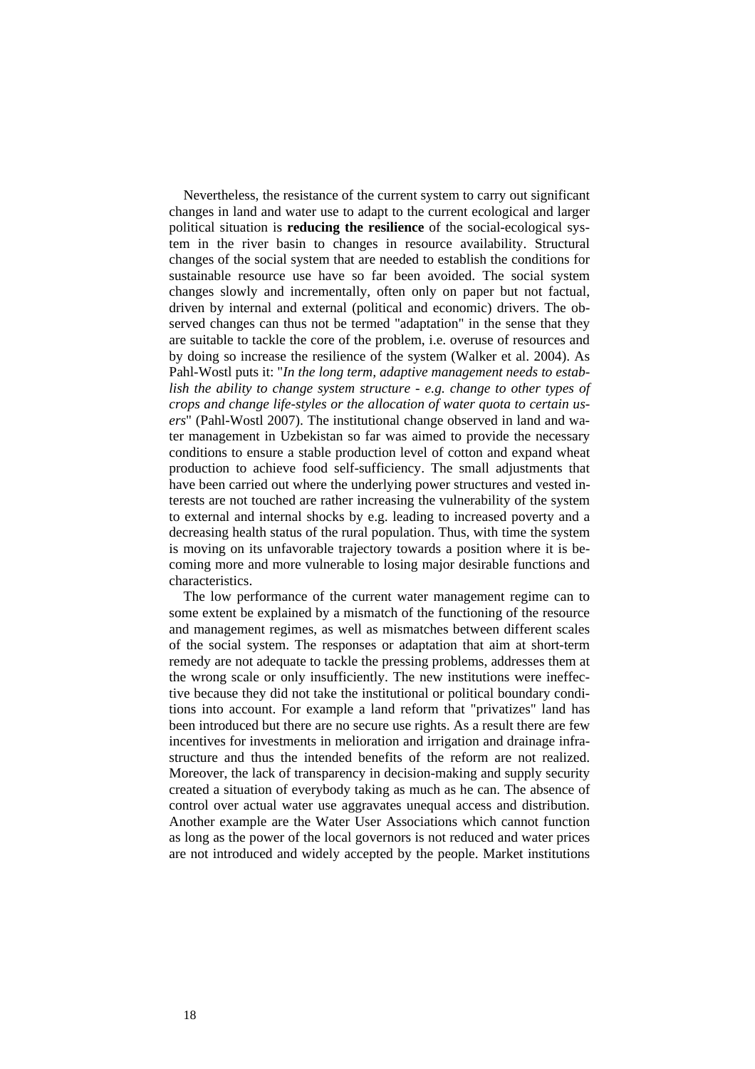Nevertheless, the resistance of the current system to carry out significant changes in land and water use to adapt to the current ecological and larger political situation is **reducing the resilience** of the social-ecological system in the river basin to changes in resource availability. Structural changes of the social system that are needed to establish the conditions for sustainable resource use have so far been avoided. The social system changes slowly and incrementally, often only on paper but not factual, driven by internal and external (political and economic) drivers. The observed changes can thus not be termed "adaptation" in the sense that they are suitable to tackle the core of the problem, i.e. overuse of resources and by doing so increase the resilience of the system (Walker et al. 2004). As Pahl-Wostl puts it: "*In the long term, adaptive management needs to establish the ability to change system structure - e.g. change to other types of crops and change life-styles or the allocation of water quota to certain users*" (Pahl-Wostl 2007). The institutional change observed in land and water management in Uzbekistan so far was aimed to provide the necessary conditions to ensure a stable production level of cotton and expand wheat production to achieve food self-sufficiency. The small adjustments that have been carried out where the underlying power structures and vested interests are not touched are rather increasing the vulnerability of the system to external and internal shocks by e.g. leading to increased poverty and a decreasing health status of the rural population. Thus, with time the system is moving on its unfavorable trajectory towards a position where it is becoming more and more vulnerable to losing major desirable functions and characteristics.

The low performance of the current water management regime can to some extent be explained by a mismatch of the functioning of the resource and management regimes, as well as mismatches between different scales of the social system. The responses or adaptation that aim at short-term remedy are not adequate to tackle the pressing problems, addresses them at the wrong scale or only insufficiently. The new institutions were ineffective because they did not take the institutional or political boundary conditions into account. For example a land reform that "privatizes" land has been introduced but there are no secure use rights. As a result there are few incentives for investments in melioration and irrigation and drainage infrastructure and thus the intended benefits of the reform are not realized. Moreover, the lack of transparency in decision-making and supply security created a situation of everybody taking as much as he can. The absence of control over actual water use aggravates unequal access and distribution. Another example are the Water User Associations which cannot function as long as the power of the local governors is not reduced and water prices are not introduced and widely accepted by the people. Market institutions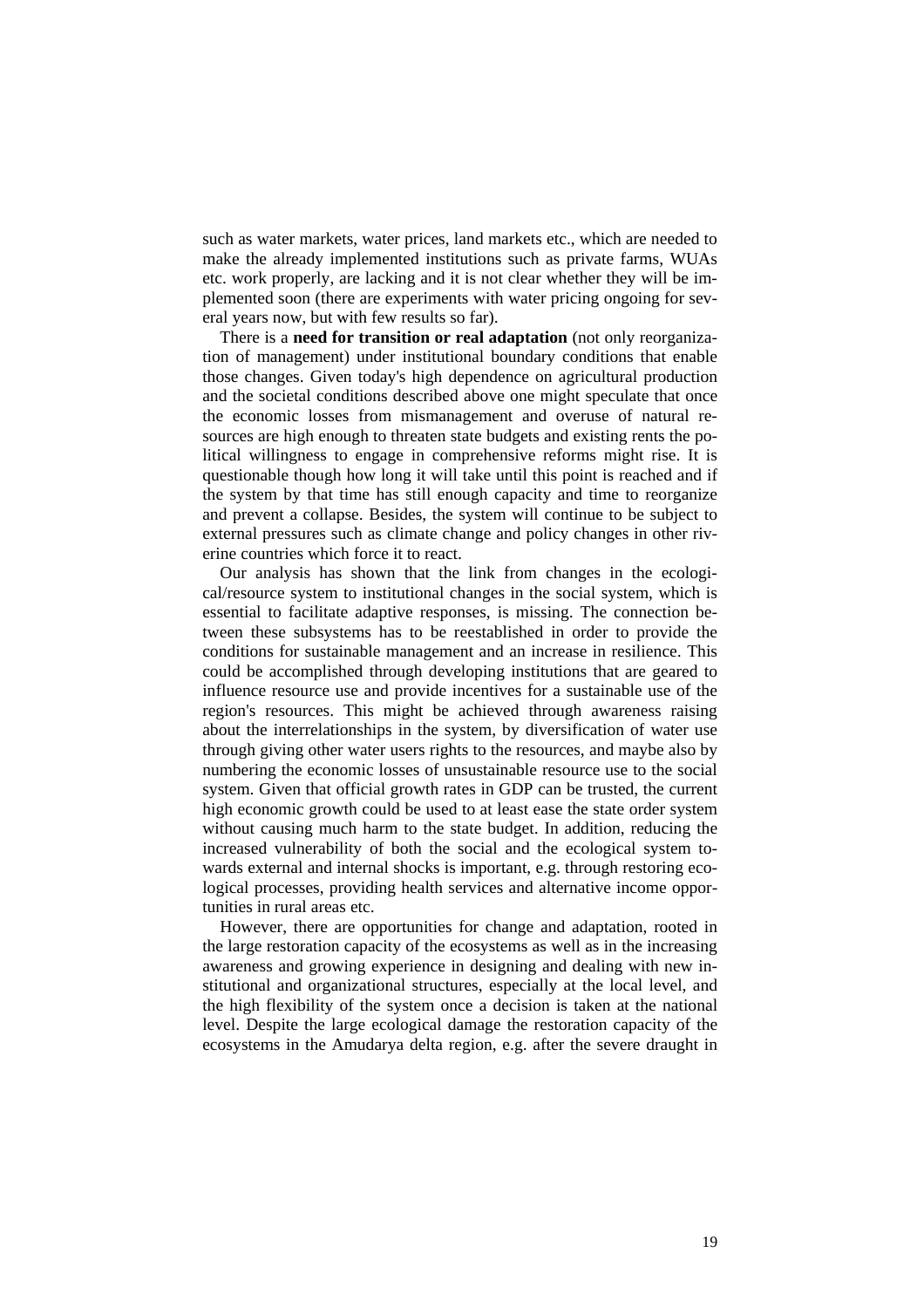such as water markets, water prices, land markets etc., which are needed to make the already implemented institutions such as private farms, WUAs etc. work properly, are lacking and it is not clear whether they will be implemented soon (there are experiments with water pricing ongoing for several years now, but with few results so far).

There is a **need for transition or real adaptation** (not only reorganization of management) under institutional boundary conditions that enable those changes. Given today's high dependence on agricultural production and the societal conditions described above one might speculate that once the economic losses from mismanagement and overuse of natural resources are high enough to threaten state budgets and existing rents the political willingness to engage in comprehensive reforms might rise. It is questionable though how long it will take until this point is reached and if the system by that time has still enough capacity and time to reorganize and prevent a collapse. Besides, the system will continue to be subject to external pressures such as climate change and policy changes in other riverine countries which force it to react.

Our analysis has shown that the link from changes in the ecological/resource system to institutional changes in the social system, which is essential to facilitate adaptive responses, is missing. The connection between these subsystems has to be reestablished in order to provide the conditions for sustainable management and an increase in resilience. This could be accomplished through developing institutions that are geared to influence resource use and provide incentives for a sustainable use of the region's resources. This might be achieved through awareness raising about the interrelationships in the system, by diversification of water use through giving other water users rights to the resources, and maybe also by numbering the economic losses of unsustainable resource use to the social system. Given that official growth rates in GDP can be trusted, the current high economic growth could be used to at least ease the state order system without causing much harm to the state budget. In addition, reducing the increased vulnerability of both the social and the ecological system towards external and internal shocks is important, e.g. through restoring ecological processes, providing health services and alternative income opportunities in rural areas etc.

However, there are opportunities for change and adaptation, rooted in the large restoration capacity of the ecosystems as well as in the increasing awareness and growing experience in designing and dealing with new institutional and organizational structures, especially at the local level, and the high flexibility of the system once a decision is taken at the national level. Despite the large ecological damage the restoration capacity of the ecosystems in the Amudarya delta region, e.g. after the severe draught in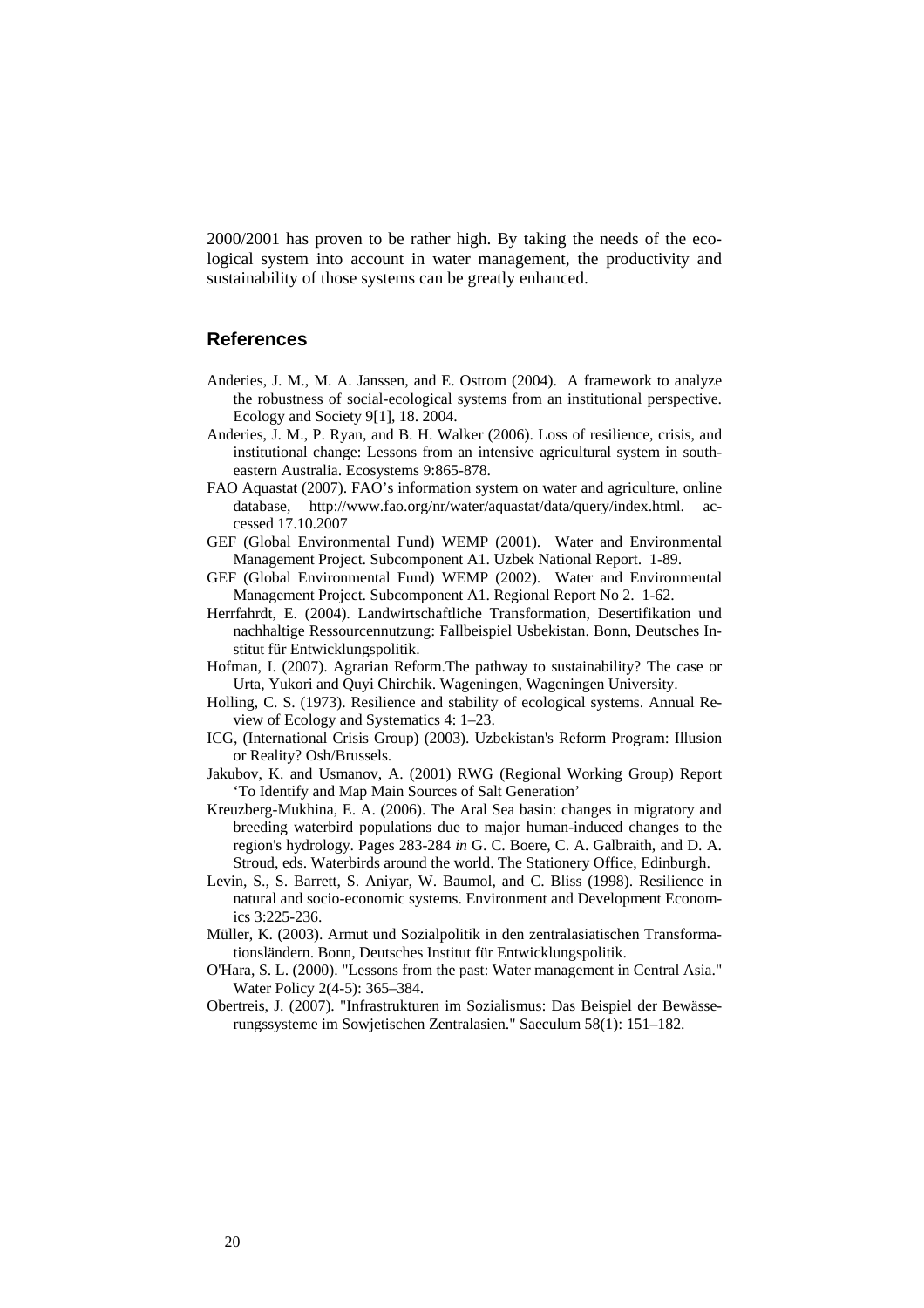2000/2001 has proven to be rather high. By taking the needs of the ecological system into account in water management, the productivity and sustainability of those systems can be greatly enhanced.

## References

Anderies, J. M., M. A. Janssen, and E. Ostrom (2004). A framework to analyze the robustness of social-ecological systems from an institutional perspective. Ecology and Society 9[1], 18. 2004.

Anderies, J. M., P. Ryan, and B. H. Walker (2006). Loss of resilience, crisis, and institutional change: Lessons from an intensive agricultural system in southeastern Australia. Ecosystems 9:865-878.

FAO Aquastat (2007). FAO's information system on water and agriculture, online database, http://www.fao.org/nr/water/aquastat/data/query/index.html. accessed 17.10.2007

GEF (Global Environmental Fund) WEMP (2001). Water and Environmental Management Project. Subcomponent A1. Uzbek National Report. 1-89.

GEF (Global Environmental Fund) WEMP (2002). Water and Environmental Management Project. Subcomponent A1. Regional Report No 2. 1-62.

Herrfahrdt, E. (2004). Landwirtschaftliche Transformation, Desertifikation und nachhaltige Ressourcennutzung: Fallbeispiel Usbekistan. Bonn, Deutsches Institut für Entwicklungspolitik.

Hofman, I. (2007). Agrarian Reform.The pathway to sustainability? The case or Urta, Yukori and Quyi Chirchik. Wageningen, Wageningen University.

Holling, C. S. (1973). Resilience and stability of ecological systems. Annual Review of Ecology and Systematics 4: 1–23.

ICG, (International Crisis Group) (2003). Uzbekistan's Reform Program: Illusion or Reality? Osh/Brussels.

Jakubov, K. and Usmanov, A. (2001) RWG (Regional Working Group) Report 'To Identify and Map Main Sources of Salt Generation'

Kreuzberg-Mukhina, E. A. (2006). The Aral Sea basin: changes in migratory and breeding waterbird populations due to major human-induced changes to the region's hydrology. Pages 283-284 *in* G. C. Boere, C. A. Galbraith, and D. A. Stroud, eds. Waterbirds around the world. The Stationery Office, Edinburgh.

Levin, S., S. Barrett, S. Aniyar, W. Baumol, and C. Bliss (1998). Resilience in natural and socio-economic systems. Environment and Development Economics 3:225-236.

Müller, K. (2003). Armut und Sozialpolitik in den zentralasiatischen Transformationsländern. Bonn, Deutsches Institut für Entwicklungspolitik.

O'Hara, S. L. (2000). "Lessons from the past: Water management in Central Asia." Water Policy 2(4-5): 365–384.

Obertreis, J. (2007). "Infrastrukturen im Sozialismus: Das Beispiel der Bewässerungssysteme im Sowjetischen Zentralasien." Saeculum 58(1): 151–182.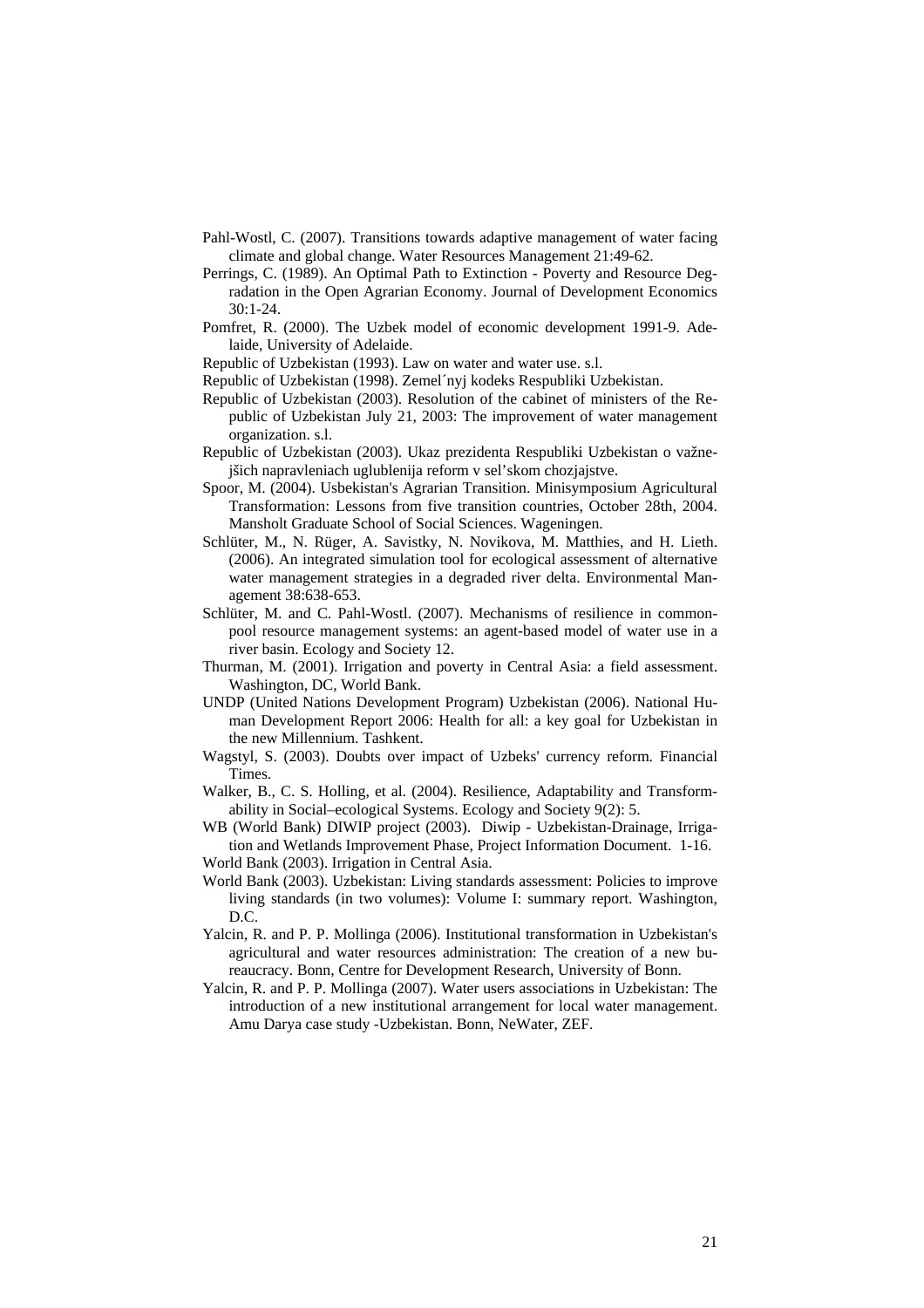Pahl-Wostl, C. (2007). Transitions towards adaptive management of water facing climate and global change. Water Resources Management 21:49-62.

Perrings, C. (1989). An Optimal Path to Extinction - Poverty and Resource Degradation in the Open Agrarian Economy. Journal of Development Economics 30:1-24.

Pomfret, R. (2000). The Uzbek model of economic development 1991-9. Adelaide, University of Adelaide.

Republic of Uzbekistan (1993). Law on water and water use. s.l.

Republic of Uzbekistan (1998). Zemel´nyj kodeks Respubliki Uzbekistan.

Republic of Uzbekistan (2003). Resolution of the cabinet of ministers of the Republic of Uzbekistan July 21, 2003: The improvement of water management organization. s.l.

Republic of Uzbekistan (2003). Ukaz prezidenta Respubliki Uzbekistan o važnejšich napravleniach uglublenija reform v sel'skom chozjajstve.

Spoor, M. (2004). Usbekistan's Agrarian Transition. Minisymposium Agricultural Transformation: Lessons from five transition countries, October 28th, 2004. Mansholt Graduate School of Social Sciences. Wageningen.

Schlüter, M., N. Rüger, A. Savistky, N. Novikova, M. Matthies, and H. Lieth. (2006). An integrated simulation tool for ecological assessment of alternative water management strategies in a degraded river delta. Environmental Management 38:638-653.

Schlüter, M. and C. Pahl-Wostl. (2007). Mechanisms of resilience in common-pool resource management systems: an agent-based model of water use in a river basin. Ecology and Society 12.

Thurman, M. (2001). Irrigation and poverty in Central Asia: a field assessment. Washington, DC, World Bank.

UNDP (United Nations Development Program) Uzbekistan (2006). National Human Development Report 2006: Health for all: a key goal for Uzbekistan in the new Millennium. Tashkent.

Wagstyl, S. (2003). Doubts over impact of Uzbeks' currency reform. Financial Times.

Walker, B., C. S. Holling, et al. (2004). Resilience, Adaptability and Transformability in Social–ecological Systems. Ecology and Society 9(2): 5.

WB (World Bank) DIWIP project (2003). Diwip - Uzbekistan-Drainage, Irrigation and Wetlands Improvement Phase, Project Information Document. 1-16.

World Bank (2003). Irrigation in Central Asia.

World Bank (2003). Uzbekistan: Living standards assessment: Policies to improve living standards (in two volumes): Volume I: summary report. Washington, D.C.

Yalcin, R. and P. P. Mollinga (2006). Institutional transformation in Uzbekistan's agricultural and water resources administration: The creation of a new bureaucracy. Bonn, Centre for Development Research, University of Bonn.

Yalcin, R. and P. P. Mollinga (2007). Water users associations in Uzbekistan: The introduction of a new institutional arrangement for local water management. Amu Darya case study -Uzbekistan. Bonn, NeWater, ZEF.